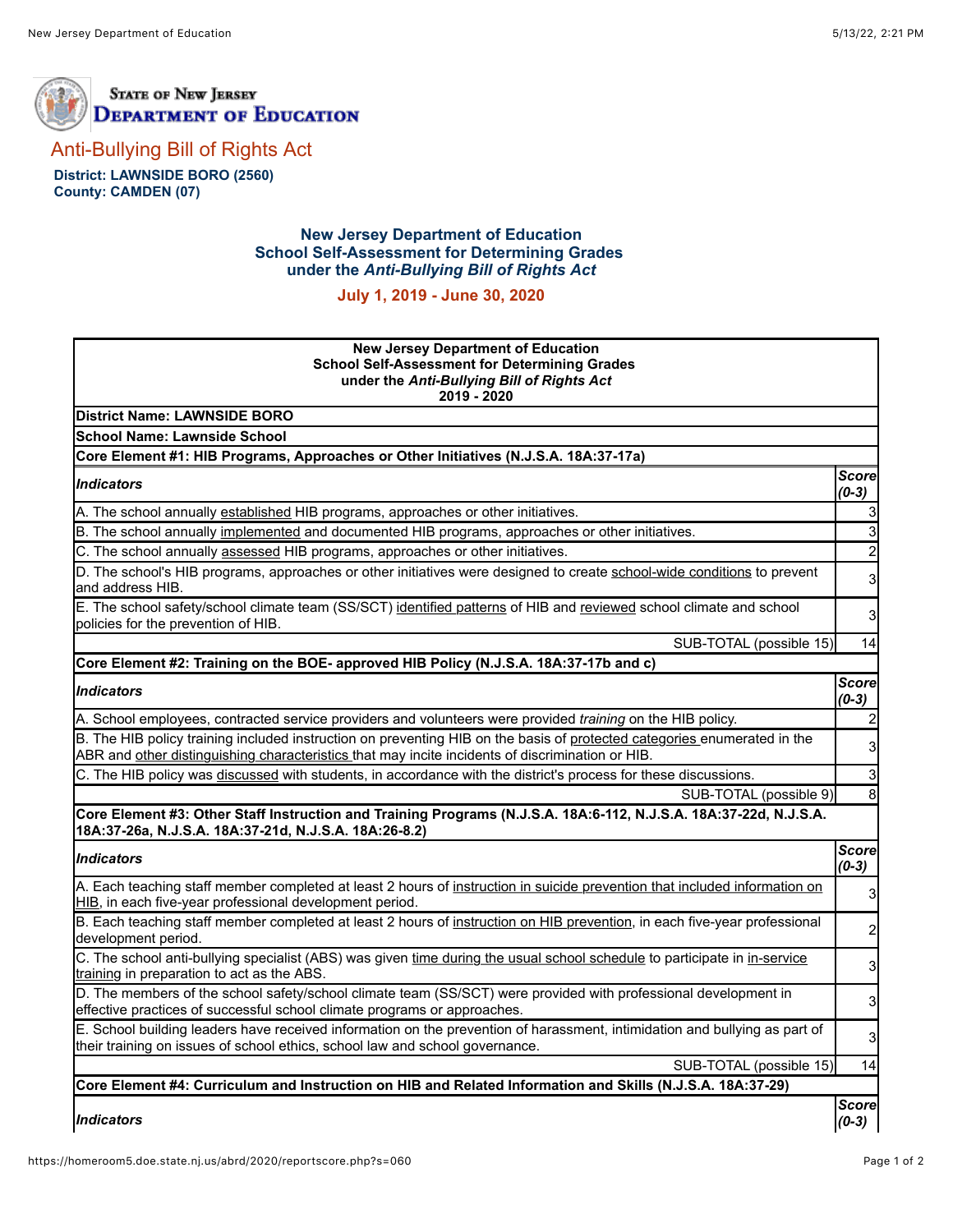**State of New Jersey**
**Department of Education**

## Anti-Bullying Bill of Rights Act

**District: LAWNSIDE BORO (2560)**
**County: CAMDEN (07)**

### New Jersey Department of Education
### School Self-Assessment for Determining Grades
### under the *Anti-Bullying Bill of Rights Act*

**July 1, 2019 - June 30, 2020**

| **New Jersey Department of Education School Self-Assessment for Determining Grades under the *Anti-Bullying Bill of Rights Act* 2019 - 2020** | |
|---|---|
| **District Name: LAWNSIDE BORO** | |
| **School Name: Lawnside School** | |
| **Core Element #1: HIB Programs, Approaches or Other Initiatives (N.J.S.A. 18A:37-17a)** | |
| ***Indicators*** | ***Score (0-3)*** |
| A. The school annually established HIB programs, approaches or other initiatives. | 3 |
| B. The school annually implemented and documented HIB programs, approaches or other initiatives. | 3 |
| C. The school annually assessed HIB programs, approaches or other initiatives. | 2 |
| D. The school's HIB programs, approaches or other initiatives were designed to create school-wide conditions to prevent and address HIB. | 3 |
| E. The school safety/school climate team (SS/SCT) identified patterns of HIB and reviewed school climate and school policies for the prevention of HIB. | 3 |
| SUB-TOTAL (possible 15) | 14 |
| **Core Element #2: Training on the BOE- approved HIB Policy (N.J.S.A. 18A:37-17b and c)** | |
| ***Indicators*** | ***Score (0-3)*** |
| A. School employees, contracted service providers and volunteers were provided *training* on the HIB policy. | 2 |
| B. The HIB policy training included instruction on preventing HIB on the basis of protected categories enumerated in the ABR and other distinguishing characteristics that may incite incidents of discrimination or HIB. | 3 |
| C. The HIB policy was discussed with students, in accordance with the district's process for these discussions. | 3 |
| SUB-TOTAL (possible 9) | 8 |
| **Core Element #3: Other Staff Instruction and Training Programs (N.J.S.A. 18A:6-112, N.J.S.A. 18A:37-22d, N.J.S.A. 18A:37-26a, N.J.S.A. 18A:37-21d, N.J.S.A. 18A:26-8.2)** | |
| ***Indicators*** | ***Score (0-3)*** |
| A. Each teaching staff member completed at least 2 hours of instruction in suicide prevention that included information on HIB, in each five-year professional development period. | 3 |
| B. Each teaching staff member completed at least 2 hours of instruction on HIB prevention, in each five-year professional development period. | 2 |
| C. The school anti-bullying specialist (ABS) was given time during the usual school schedule to participate in in-service training in preparation to act as the ABS. | 3 |
| D. The members of the school safety/school climate team (SS/SCT) were provided with professional development in effective practices of successful school climate programs or approaches. | 3 |
| E. School building leaders have received information on the prevention of harassment, intimidation and bullying as part of their training on issues of school ethics, school law and school governance. | 3 |
| SUB-TOTAL (possible 15) | 14 |
| **Core Element #4: Curriculum and Instruction on HIB and Related Information and Skills (N.J.S.A. 18A:37-29)** | |
| ***Indicators*** | ***Score (0-3)*** |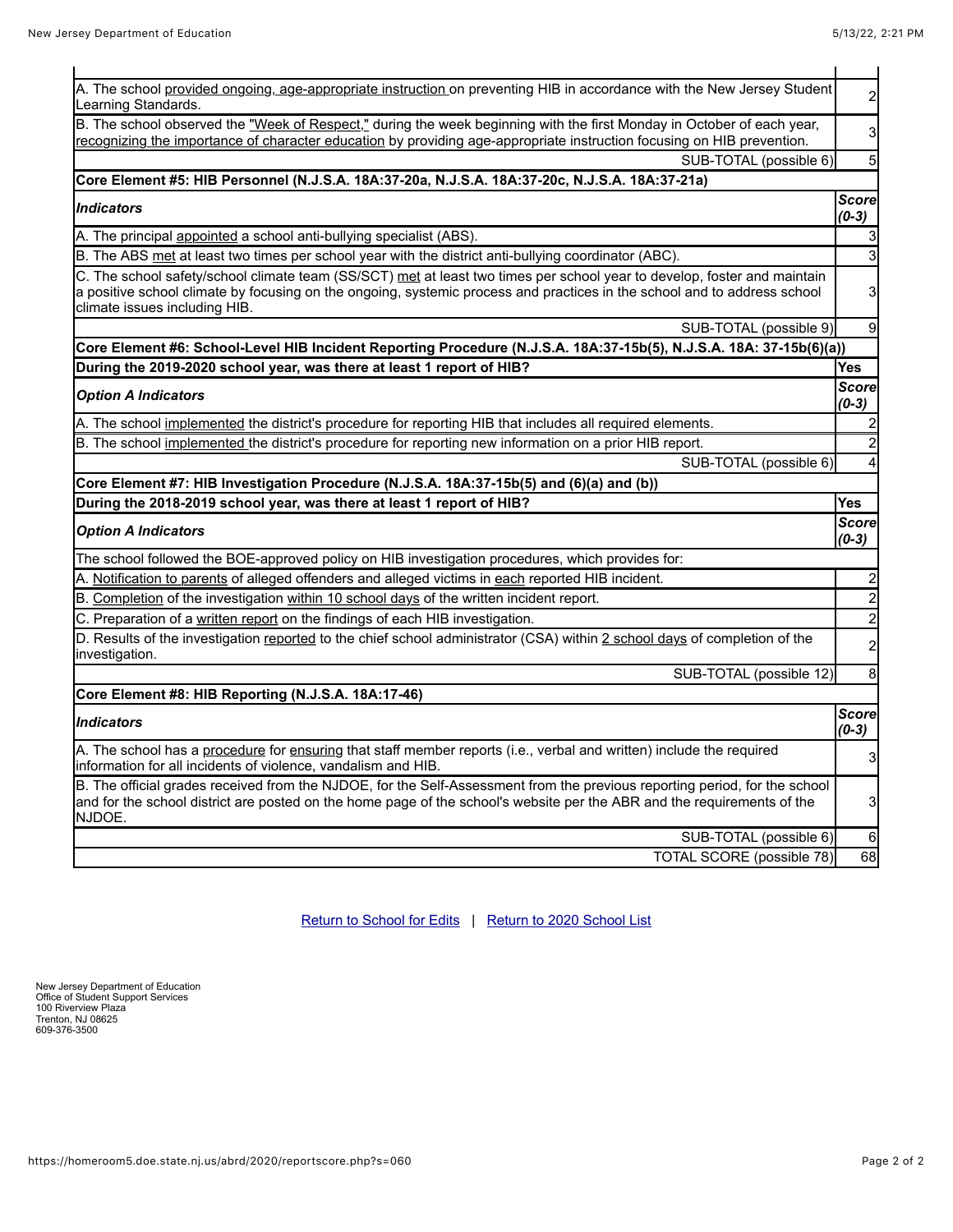| | |
|---|---|
| A. The school provided ongoing, age-appropriate instruction on preventing HIB in accordance with the New Jersey Student Learning Standards. | 2 |
| B. The school observed the "Week of Respect," during the week beginning with the first Monday in October of each year, recognizing the importance of character education by providing age-appropriate instruction focusing on HIB prevention. | 3 |
| SUB-TOTAL (possible 6) | 5 |
| **Core Element #5: HIB Personnel (N.J.S.A. 18A:37-20a, N.J.S.A. 18A:37-20c, N.J.S.A. 18A:37-21a)** | |
| ***Indicators*** | ***Score (0-3)*** |
| A. The principal appointed a school anti-bullying specialist (ABS). | 3 |
| B. The ABS met at least two times per school year with the district anti-bullying coordinator (ABC). | 3 |
| C. The school safety/school climate team (SS/SCT) met at least two times per school year to develop, foster and maintain a positive school climate by focusing on the ongoing, systemic process and practices in the school and to address school climate issues including HIB. | 3 |
| SUB-TOTAL (possible 9) | 9 |
| **Core Element #6: School-Level HIB Incident Reporting Procedure (N.J.S.A. 18A:37-15b(5), N.J.S.A. 18A: 37-15b(6)(a))** | |
| **During the 2019-2020 school year, was there at least 1 report of HIB?** | **Yes** |
| ***Option A Indicators*** | ***Score (0-3)*** |
| A. The school implemented the district's procedure for reporting HIB that includes all required elements. | 2 |
| B. The school implemented the district's procedure for reporting new information on a prior HIB report. | 2 |
| SUB-TOTAL (possible 6) | 4 |
| **Core Element #7: HIB Investigation Procedure (N.J.S.A. 18A:37-15b(5) and (6)(a) and (b))** | |
| **During the 2018-2019 school year, was there at least 1 report of HIB?** | **Yes** |
| ***Option A Indicators*** | ***Score (0-3)*** |
| The school followed the BOE-approved policy on HIB investigation procedures, which provides for: | |
| A. Notification to parents of alleged offenders and alleged victims in each reported HIB incident. | 2 |
| B. Completion of the investigation within 10 school days of the written incident report. | 2 |
| C. Preparation of a written report on the findings of each HIB investigation. | 2 |
| D. Results of the investigation reported to the chief school administrator (CSA) within 2 school days of completion of the investigation. | 2 |
| SUB-TOTAL (possible 12) | 8 |
| **Core Element #8: HIB Reporting (N.J.S.A. 18A:17-46)** | |
| ***Indicators*** | ***Score (0-3)*** |
| A. The school has a procedure for ensuring that staff member reports (i.e., verbal and written) include the required information for all incidents of violence, vandalism and HIB. | 3 |
| B. The official grades received from the NJDOE, for the Self-Assessment from the previous reporting period, for the school and for the school district are posted on the home page of the school's website per the ABR and the requirements of the NJDOE. | 3 |
| SUB-TOTAL (possible 6) | 6 |
| TOTAL SCORE (possible 78) | 68 |

Return to School for Edits | Return to 2020 School List

New Jersey Department of Education
Office of Student Support Services
100 Riverview Plaza
Trenton, NJ 08625
609-376-3500